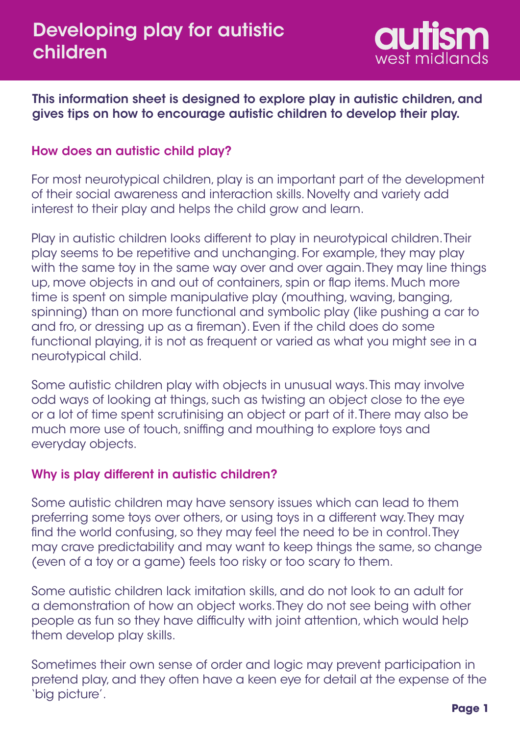# Developing play for autistic children

**This information sheet is designed to explore play in autistic children, and gives tips on how to encourage autistic children to develop their play.**

## How does an autistic child play?

For most neurotypical children, play is an important part of the development of their social awareness and interaction skills. Novelty and variety add interest to their play and helps the child grow and learn.

Play in autistic children looks different to play in neurotypical children. Their play seems to be repetitive and unchanging. For example, they may play with the same toy in the same way over and over again. They may line things up, move objects in and out of containers, spin or flap items. Much more time is spent on simple manipulative play (mouthing, waving, banging, spinning) than on more functional and symbolic play (like pushing a car to and fro, or dressing up as a fireman). Even if the child does do some functional playing, it is not as frequent or varied as what you might see in a neurotypical child.

Some autistic children play with objects in unusual ways. This may involve odd ways of looking at things, such as twisting an object close to the eye or a lot of time spent scrutinising an object or part of it. There may also be much more use of touch, sniffing and mouthing to explore toys and everyday objects.

## Why is play different in autistic children?

Some autistic children may have sensory issues which can lead to them preferring some toys over others, or using toys in a different way. They may find the world confusing, so they may feel the need to be in control. They may crave predictability and may want to keep things the same, so change (even of a toy or a game) feels too risky or too scary to them.

Some autistic children lack imitation skills, and do not look to an adult for a demonstration of how an object works. They do not see being with other people as fun so they have difficulty with joint attention, which would help them develop play skills.

Sometimes their own sense of order and logic may prevent participation in pretend play, and they often have a keen eye for detail at the expense of the 'big picture'.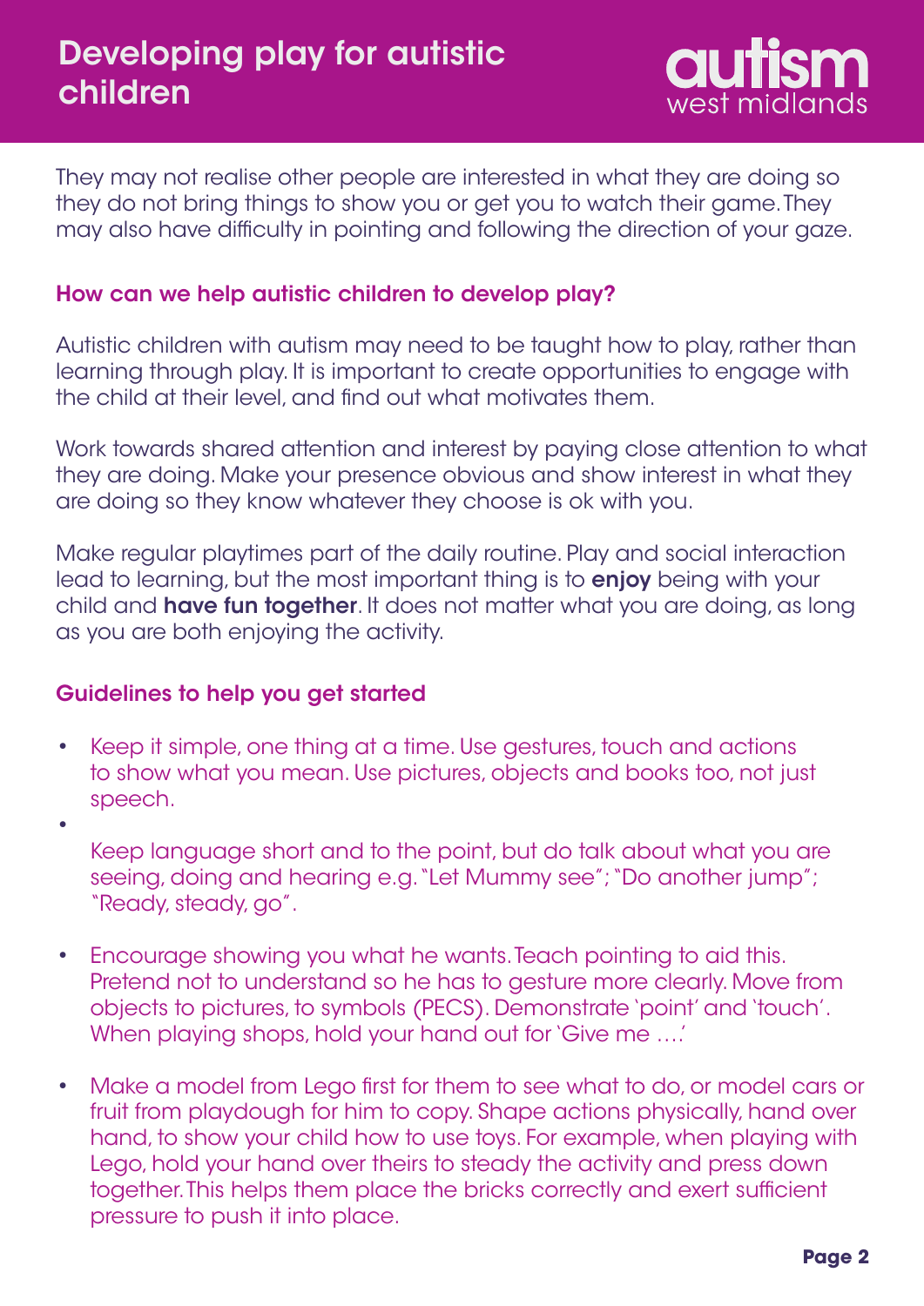They may not realise other people are interested in what they are doing so they do not bring things to show you or get you to watch their game. They may also have difficulty in pointing and following the direction of your gaze.

## How can we help autistic children to develop play?

Autistic children with autism may need to be taught how to play, rather than learning through play. It is important to create opportunities to engage with the child at their level, and find out what motivates them.

Work towards shared attention and interest by paying close attention to what they are doing. Make your presence obvious and show interest in what they are doing so they know whatever they choose is ok with you.

Make regular playtimes part of the daily routine. Play and social interaction lead to learning, but the most important thing is to **enjoy** being with your child and **have fun together**. It does not matter what you are doing, as long as you are both enjoying the activity.

## Guidelines to help you get started

- Keep it simple, one thing at a time. Use gestures, touch and actions to show what you mean. Use pictures, objects and books too, not just speech.
- Keep language short and to the point, but do talk about what you are seeing, doing and hearing e.g. "Let Mummy see"; "Do another jump"; "Ready, steady, go".
- Encourage showing you what he wants. Teach pointing to aid this. Pretend not to understand so he has to gesture more clearly. Move from objects to pictures, to symbols (PECS). Demonstrate 'point' and 'touch'. When playing shops, hold your hand out for 'Give me ….'
- Make a model from Lego first for them to see what to do, or model cars or fruit from playdough for him to copy. Shape actions physically, hand over hand, to show your child how to use toys. For example, when playing with Lego, hold your hand over theirs to steady the activity and press down together. This helps them place the bricks correctly and exert sufficient pressure to push it into place.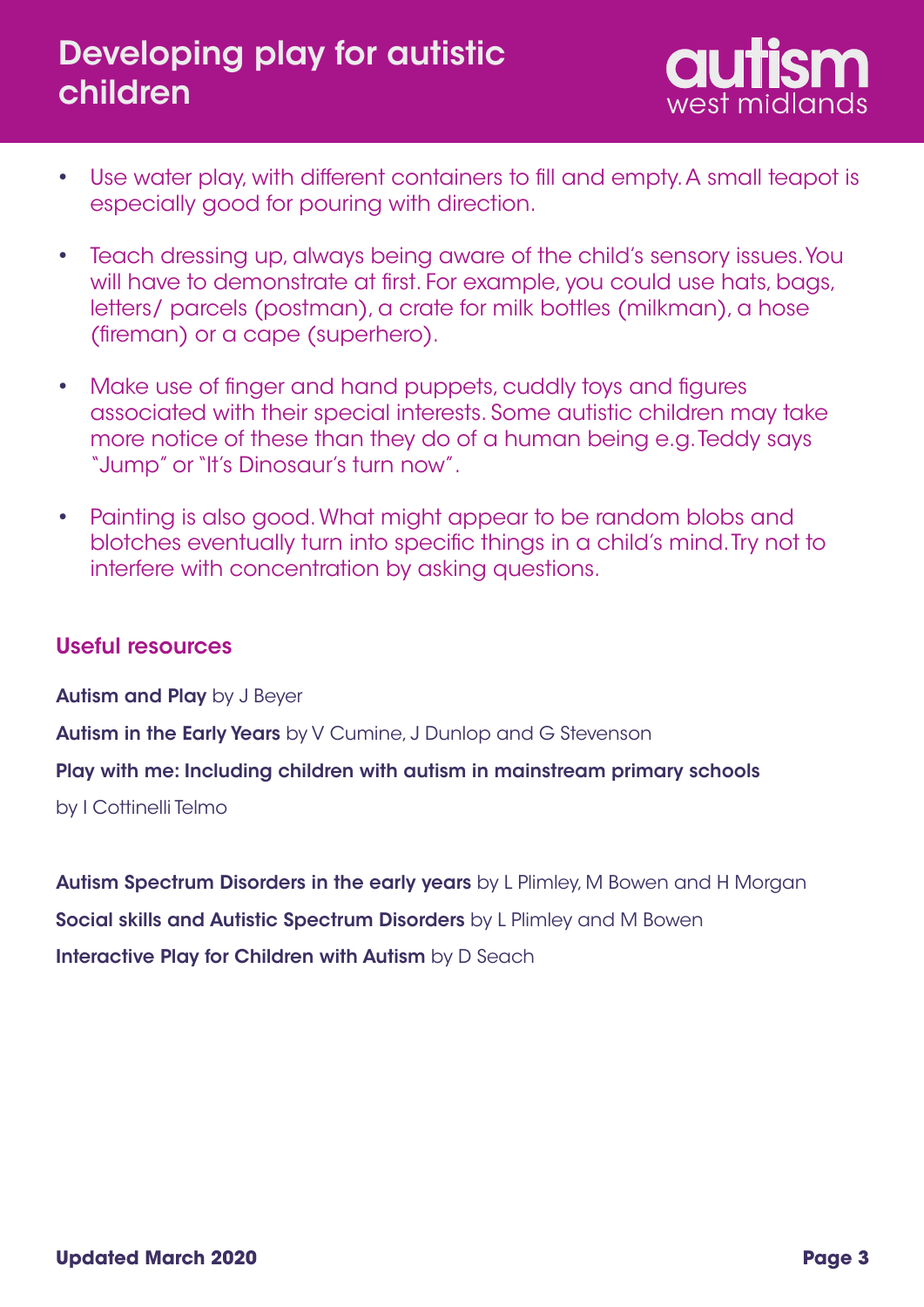- Use water play, with different containers to fill and empty. A small teapot is especially good for pouring with direction.
- Teach dressing up, always being aware of the child's sensory issues. You will have to demonstrate at first. For example, you could use hats, bags, letters/ parcels (postman), a crate for milk bottles (milkman), a hose (fireman) or a cape (superhero).
- Make use of finger and hand puppets, cuddly toys and figures associated with their special interests. Some autistic children may take more notice of these than they do of a human being e.g. Teddy says "Jump" or "It's Dinosaur's turn now".
- Painting is also good. What might appear to be random blobs and blotches eventually turn into specific things in a child's mind. Try not to interfere with concentration by asking questions.

## Useful resources

**Autism and Play** by J Beyer

**Autism in the Early Years** by V Cumine, J Dunlop and G Stevenson

**Play with me: Including children with autism in mainstream primary schools** by I Cottinelli Telmo

**Autism Spectrum Disorders in the early years** by L Plimley, M Bowen and H Morgan

**Social skills and Autistic Spectrum Disorders** by L Plimley and M Bowen

**Interactive Play for Children with Autism** by D Seach